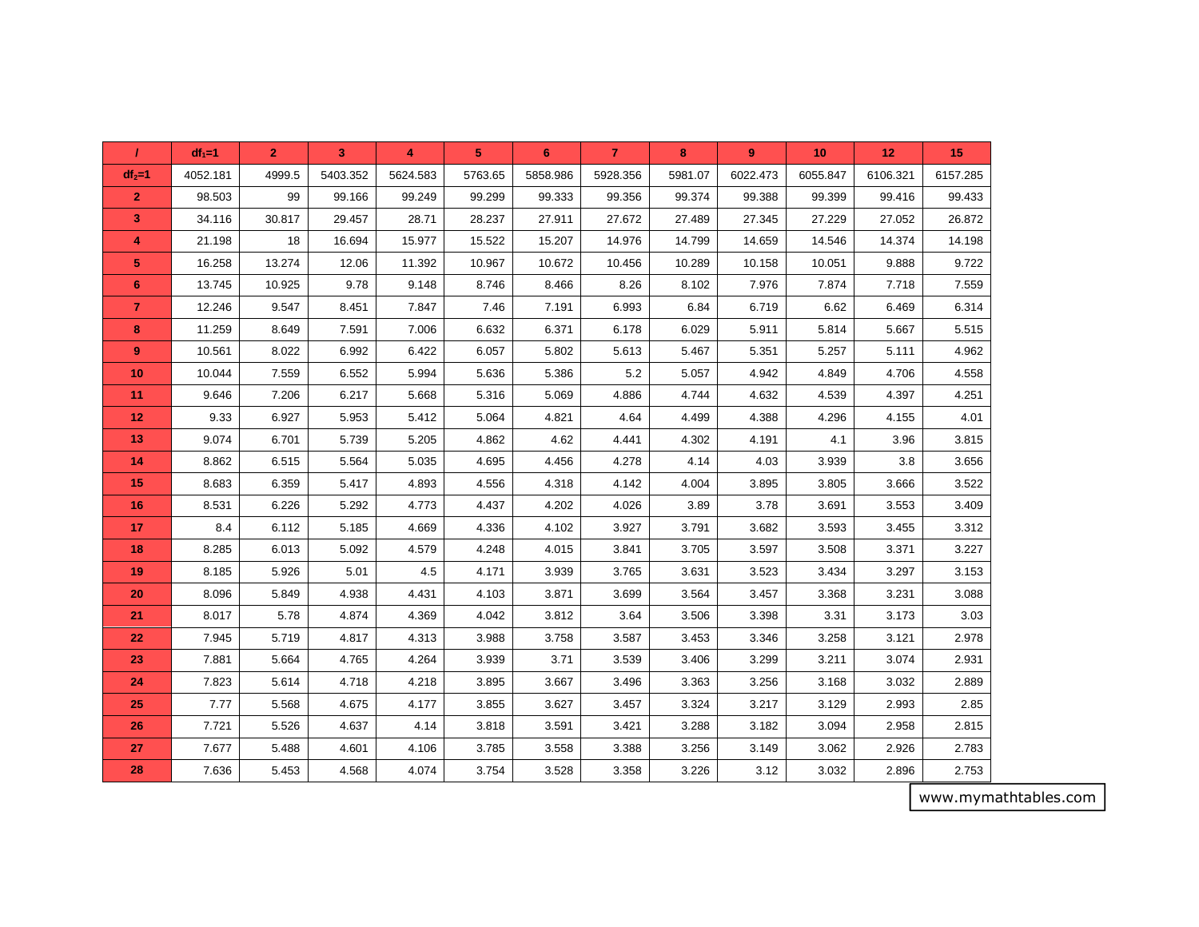| / | $df_1$=1 | 2 | 3 | 4 | 5 | 6 | 7 | 8 | 9 | 10 | 12 | 15 |
|---|---|---|---|---|---|---|---|---|---|---|---|---|
| $df_2$=1 | 4052.181 | 4999.5 | 5403.352 | 5624.583 | 5763.65 | 5858.986 | 5928.356 | 5981.07 | 6022.473 | 6055.847 | 6106.321 | 6157.285 |
| 2 | 98.503 | 99 | 99.166 | 99.249 | 99.299 | 99.333 | 99.356 | 99.374 | 99.388 | 99.399 | 99.416 | 99.433 |
| 3 | 34.116 | 30.817 | 29.457 | 28.71 | 28.237 | 27.911 | 27.672 | 27.489 | 27.345 | 27.229 | 27.052 | 26.872 |
| 4 | 21.198 | 18 | 16.694 | 15.977 | 15.522 | 15.207 | 14.976 | 14.799 | 14.659 | 14.546 | 14.374 | 14.198 |
| 5 | 16.258 | 13.274 | 12.06 | 11.392 | 10.967 | 10.672 | 10.456 | 10.289 | 10.158 | 10.051 | 9.888 | 9.722 |
| 6 | 13.745 | 10.925 | 9.78 | 9.148 | 8.746 | 8.466 | 8.26 | 8.102 | 7.976 | 7.874 | 7.718 | 7.559 |
| 7 | 12.246 | 9.547 | 8.451 | 7.847 | 7.46 | 7.191 | 6.993 | 6.84 | 6.719 | 6.62 | 6.469 | 6.314 |
| 8 | 11.259 | 8.649 | 7.591 | 7.006 | 6.632 | 6.371 | 6.178 | 6.029 | 5.911 | 5.814 | 5.667 | 5.515 |
| 9 | 10.561 | 8.022 | 6.992 | 6.422 | 6.057 | 5.802 | 5.613 | 5.467 | 5.351 | 5.257 | 5.111 | 4.962 |
| 10 | 10.044 | 7.559 | 6.552 | 5.994 | 5.636 | 5.386 | 5.2 | 5.057 | 4.942 | 4.849 | 4.706 | 4.558 |
| 11 | 9.646 | 7.206 | 6.217 | 5.668 | 5.316 | 5.069 | 4.886 | 4.744 | 4.632 | 4.539 | 4.397 | 4.251 |
| 12 | 9.33 | 6.927 | 5.953 | 5.412 | 5.064 | 4.821 | 4.64 | 4.499 | 4.388 | 4.296 | 4.155 | 4.01 |
| 13 | 9.074 | 6.701 | 5.739 | 5.205 | 4.862 | 4.62 | 4.441 | 4.302 | 4.191 | 4.1 | 3.96 | 3.815 |
| 14 | 8.862 | 6.515 | 5.564 | 5.035 | 4.695 | 4.456 | 4.278 | 4.14 | 4.03 | 3.939 | 3.8 | 3.656 |
| 15 | 8.683 | 6.359 | 5.417 | 4.893 | 4.556 | 4.318 | 4.142 | 4.004 | 3.895 | 3.805 | 3.666 | 3.522 |
| 16 | 8.531 | 6.226 | 5.292 | 4.773 | 4.437 | 4.202 | 4.026 | 3.89 | 3.78 | 3.691 | 3.553 | 3.409 |
| 17 | 8.4 | 6.112 | 5.185 | 4.669 | 4.336 | 4.102 | 3.927 | 3.791 | 3.682 | 3.593 | 3.455 | 3.312 |
| 18 | 8.285 | 6.013 | 5.092 | 4.579 | 4.248 | 4.015 | 3.841 | 3.705 | 3.597 | 3.508 | 3.371 | 3.227 |
| 19 | 8.185 | 5.926 | 5.01 | 4.5 | 4.171 | 3.939 | 3.765 | 3.631 | 3.523 | 3.434 | 3.297 | 3.153 |
| 20 | 8.096 | 5.849 | 4.938 | 4.431 | 4.103 | 3.871 | 3.699 | 3.564 | 3.457 | 3.368 | 3.231 | 3.088 |
| 21 | 8.017 | 5.78 | 4.874 | 4.369 | 4.042 | 3.812 | 3.64 | 3.506 | 3.398 | 3.31 | 3.173 | 3.03 |
| 22 | 7.945 | 5.719 | 4.817 | 4.313 | 3.988 | 3.758 | 3.587 | 3.453 | 3.346 | 3.258 | 3.121 | 2.978 |
| 23 | 7.881 | 5.664 | 4.765 | 4.264 | 3.939 | 3.71 | 3.539 | 3.406 | 3.299 | 3.211 | 3.074 | 2.931 |
| 24 | 7.823 | 5.614 | 4.718 | 4.218 | 3.895 | 3.667 | 3.496 | 3.363 | 3.256 | 3.168 | 3.032 | 2.889 |
| 25 | 7.77 | 5.568 | 4.675 | 4.177 | 3.855 | 3.627 | 3.457 | 3.324 | 3.217 | 3.129 | 2.993 | 2.85 |
| 26 | 7.721 | 5.526 | 4.637 | 4.14 | 3.818 | 3.591 | 3.421 | 3.288 | 3.182 | 3.094 | 2.958 | 2.815 |
| 27 | 7.677 | 5.488 | 4.601 | 4.106 | 3.785 | 3.558 | 3.388 | 3.256 | 3.149 | 3.062 | 2.926 | 2.783 |
| 28 | 7.636 | 5.453 | 4.568 | 4.074 | 3.754 | 3.528 | 3.358 | 3.226 | 3.12 | 3.032 | 2.896 | 2.753 |

www.mymathtables.com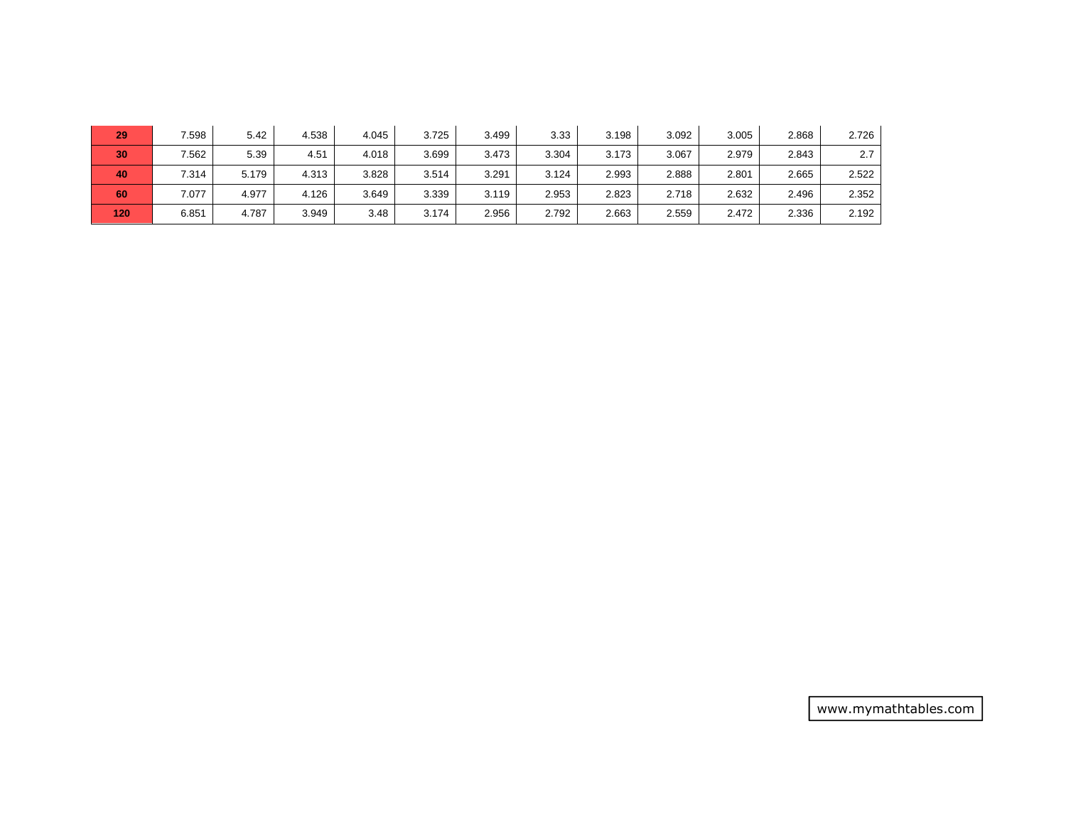| | | | | | | | | | | | | |
|---|---|---|---|---|---|---|---|---|---|---|---|---|
| **29** | 7.598 | 5.42 | 4.538 | 4.045 | 3.725 | 3.499 | 3.33 | 3.198 | 3.092 | 3.005 | 2.868 | 2.726 |
| **30** | 7.562 | 5.39 | 4.51 | 4.018 | 3.699 | 3.473 | 3.304 | 3.173 | 3.067 | 2.979 | 2.843 | 2.7 |
| **40** | 7.314 | 5.179 | 4.313 | 3.828 | 3.514 | 3.291 | 3.124 | 2.993 | 2.888 | 2.801 | 2.665 | 2.522 |
| **60** | 7.077 | 4.977 | 4.126 | 3.649 | 3.339 | 3.119 | 2.953 | 2.823 | 2.718 | 2.632 | 2.496 | 2.352 |
| **120** | 6.851 | 4.787 | 3.949 | 3.48 | 3.174 | 2.956 | 2.792 | 2.663 | 2.559 | 2.472 | 2.336 | 2.192 |

www.mymathtables.com